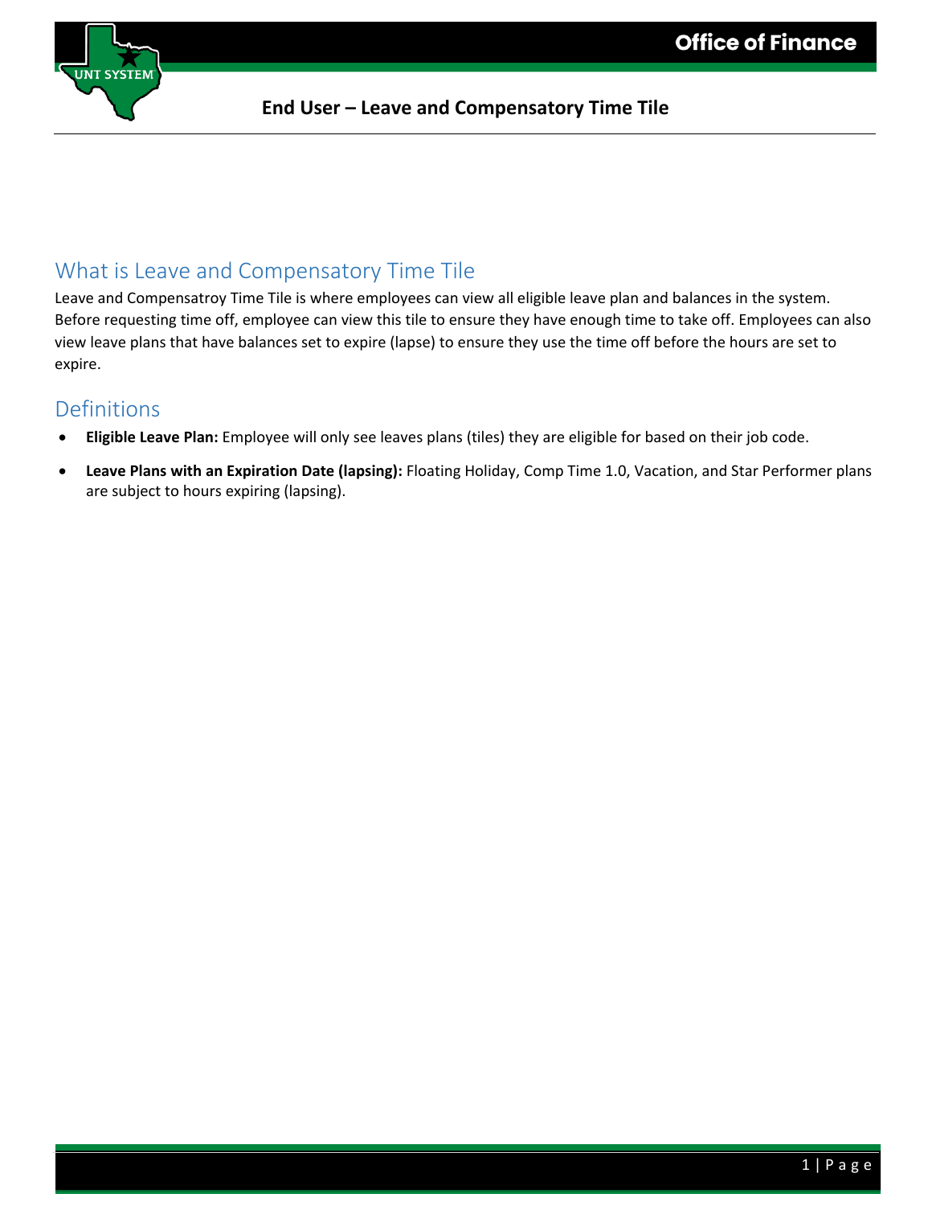# End User – Leave and Compensatory Time Tile

## What is Leave and Compensatory Time Tile

Leave and Compensatroy Time Tile is where employees can view all eligible leave plan and balances in the system. Before requesting time off, employee can view this tile to ensure they have enough time to take off. Employees can also view leave plans that have balances set to expire (lapse) to ensure they use the time off before the hours are set to expire.

## Definitions

- **Eligible Leave Plan:** Employee will only see leaves plans (tiles) they are eligible for based on their job code.
- **Leave Plans with an Expiration Date (lapsing):** Floating Holiday, Comp Time 1.0, Vacation, and Star Performer plans are subject to hours expiring (lapsing).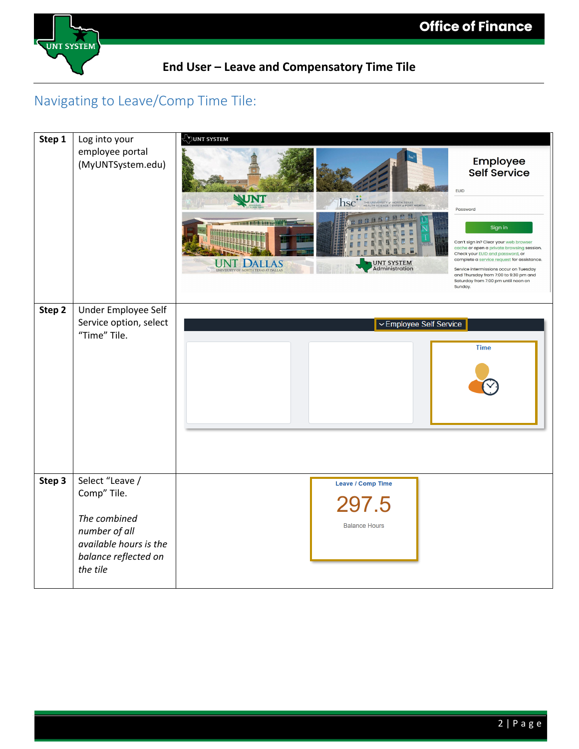## End User – Leave and Compensatory Time Tile

## Navigating to Leave/Comp Time Tile:

| | | |
|---|---|---|
| **Step 1** | Log into your employee portal (MyUNTSystem.edu) | |
| **Step 2** | Under Employee Self Service option, select "Time" Tile. | |
| **Step 3** | Select "Leave / Comp" Tile.<br><br>*The combined number of all available hours is the balance reflected on the tile* | |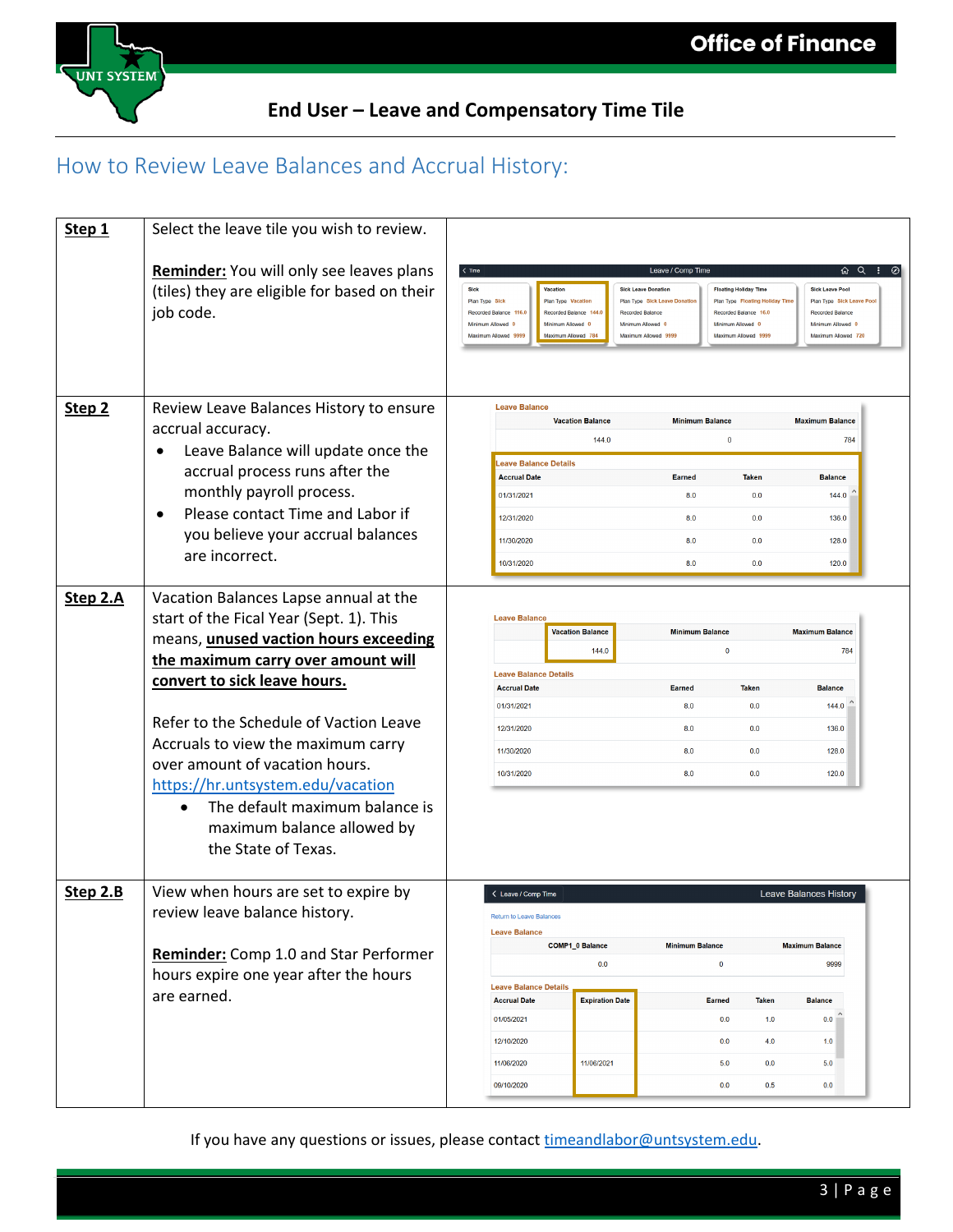## End User – Leave and Compensatory Time Tile

# How to Review Leave Balances and Accrual History:

| | | |
|---|---|---|
| **Step 1** | Select the leave tile you wish to review.<br><br>**Reminder:** You will only see leaves plans (tiles) they are eligible for based on their job code. | |
| **Step 2** | Review Leave Balances History to ensure accrual accuracy.<br>• Leave Balance will update once the accrual process runs after the monthly payroll process.<br>• Please contact Time and Labor if you believe your accrual balances are incorrect. | |
| **Step 2.A** | Vacation Balances Lapse annual at the start of the Fical Year (Sept. 1). This means, **unused vaction hours exceeding the maximum carry over amount will convert to sick leave hours.**<br><br>Refer to the Schedule of Vaction Leave Accruals to view the maximum carry over amount of vacation hours. https://hr.untsystem.edu/vacation<br>• The default maximum balance is maximum balance allowed by the State of Texas. | |
| **Step 2.B** | View when hours are set to expire by review leave balance history.<br><br>**Reminder:** Comp 1.0 and Star Performer hours expire one year after the hours are earned. | |

If you have any questions or issues, please contact timeandlabor@untsystem.edu.